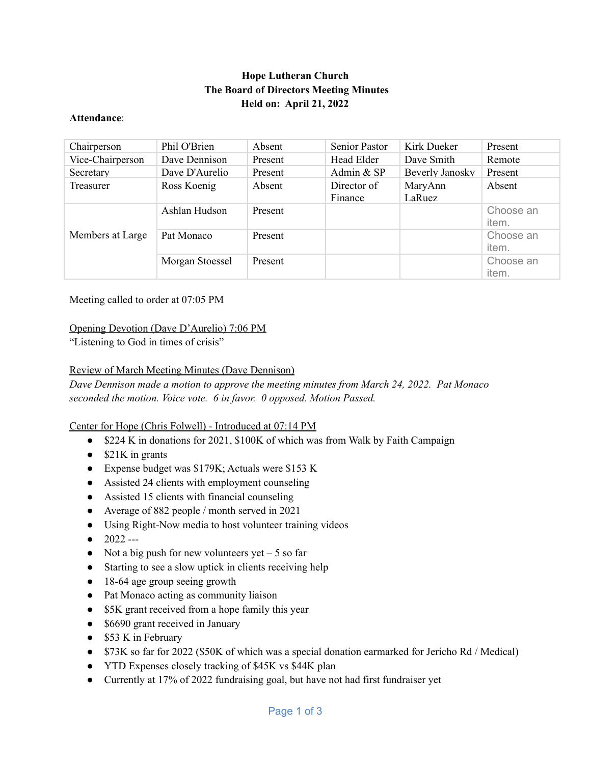**Hope Lutheran Church**
**The Board of Directors Meeting Minutes**
**Held on: April 21, 2022**

**Attendance**:

| | | | | | |
|---|---|---|---|---|---|
| Chairperson | Phil O'Brien | Absent | Senior Pastor | Kirk Dueker | Present |
| Vice-Chairperson | Dave Dennison | Present | Head Elder | Dave Smith | Remote |
| Secretary | Dave D'Aurelio | Present | Admin & SP | Beverly Janosky | Present |
| Treasurer | Ross Koenig | Absent | Director of Finance | MaryAnn LaRuez | Absent |
| Members at Large | Ashlan Hudson | Present | | | Choose an item. |
| | Pat Monaco | Present | | | Choose an item. |
| | Morgan Stoessel | Present | | | Choose an item. |

Meeting called to order at 07:05 PM

Opening Devotion (Dave D'Aurelio) 7:06 PM
"Listening to God in times of crisis"

Review of March Meeting Minutes (Dave Dennison)
*Dave Dennison made a motion to approve the meeting minutes from March 24, 2022. Pat Monaco seconded the motion. Voice vote. 6 in favor. 0 opposed. Motion Passed.*

Center for Hope (Chris Folwell) - Introduced at 07:14 PM

- $224 K in donations for 2021, $100K of which was from Walk by Faith Campaign
- $21K in grants
- Expense budget was $179K; Actuals were $153 K
- Assisted 24 clients with employment counseling
- Assisted 15 clients with financial counseling
- Average of 882 people / month served in 2021
- Using Right-Now media to host volunteer training videos
- 2022 ---
- Not a big push for new volunteers yet – 5 so far
- Starting to see a slow uptick in clients receiving help
- 18-64 age group seeing growth
- Pat Monaco acting as community liaison
- $5K grant received from a hope family this year
- $6690 grant received in January
- $53 K in February
- $73K so far for 2022 ($50K of which was a special donation earmarked for Jericho Rd / Medical)
- YTD Expenses closely tracking of $45K vs $44K plan
- Currently at 17% of 2022 fundraising goal, but have not had first fundraiser yet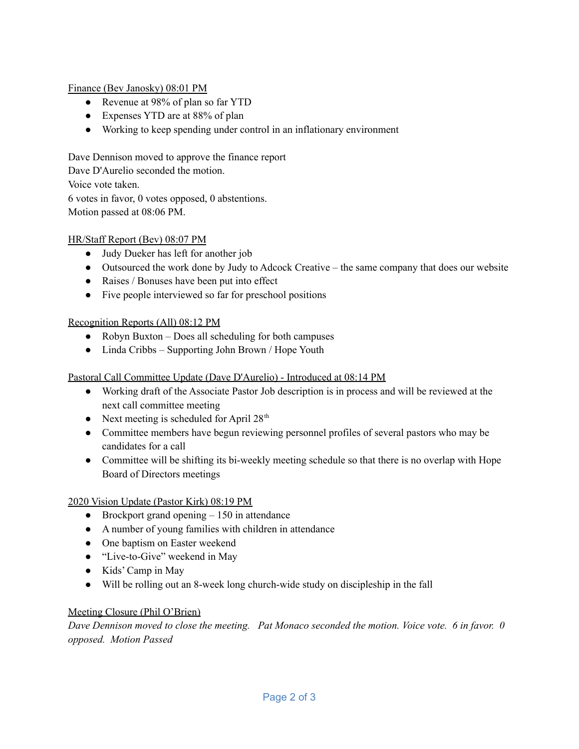Finance (Bev Janosky) 08:01 PM

- Revenue at 98% of plan so far YTD
- Expenses YTD are at 88% of plan
- Working to keep spending under control in an inflationary environment

Dave Dennison moved to approve the finance report
Dave D'Aurelio seconded the motion.
Voice vote taken.
6 votes in favor, 0 votes opposed, 0 abstentions.
Motion passed at 08:06 PM.

HR/Staff Report (Bev) 08:07 PM

- Judy Dueker has left for another job
- Outsourced the work done by Judy to Adcock Creative – the same company that does our website
- Raises / Bonuses have been put into effect
- Five people interviewed so far for preschool positions

Recognition Reports (All) 08:12 PM

- Robyn Buxton – Does all scheduling for both campuses
- Linda Cribbs – Supporting John Brown / Hope Youth

Pastoral Call Committee Update (Dave D'Aurelio) - Introduced at 08:14 PM

- Working draft of the Associate Pastor Job description is in process and will be reviewed at the next call committee meeting
- Next meeting is scheduled for April 28th
- Committee members have begun reviewing personnel profiles of several pastors who may be candidates for a call
- Committee will be shifting its bi-weekly meeting schedule so that there is no overlap with Hope Board of Directors meetings

2020 Vision Update (Pastor Kirk) 08:19 PM

- Brockport grand opening – 150 in attendance
- A number of young families with children in attendance
- One baptism on Easter weekend
- "Live-to-Give" weekend in May
- Kids' Camp in May
- Will be rolling out an 8-week long church-wide study on discipleship in the fall

Meeting Closure (Phil O'Brien)

*Dave Dennison moved to close the meeting. Pat Monaco seconded the motion. Voice vote. 6 in favor. 0 opposed. Motion Passed*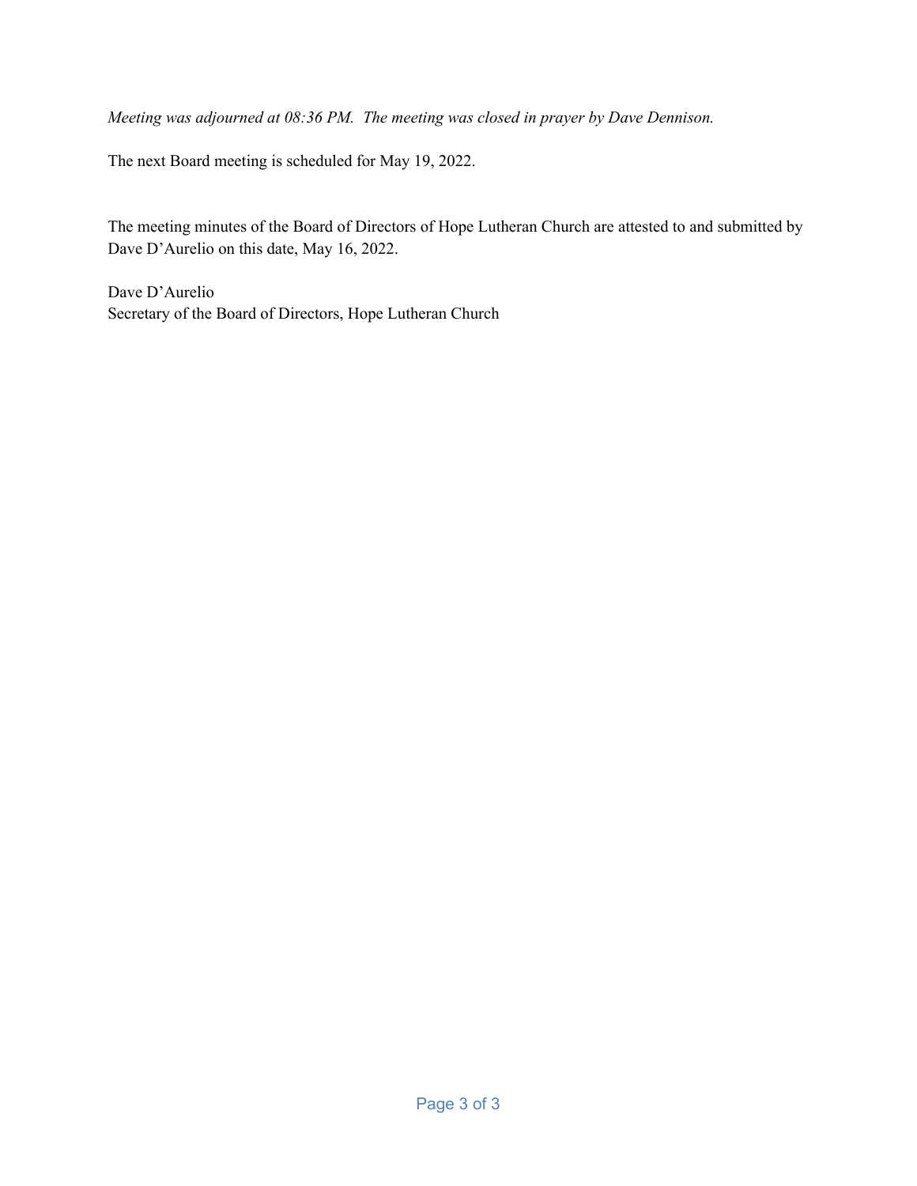*Meeting was adjourned at 08:36 PM. The meeting was closed in prayer by Dave Dennison.*

The next Board meeting is scheduled for May 19, 2022.

The meeting minutes of the Board of Directors of Hope Lutheran Church are attested to and submitted by Dave D'Aurelio on this date, May 16, 2022.

Dave D'Aurelio
Secretary of the Board of Directors, Hope Lutheran Church